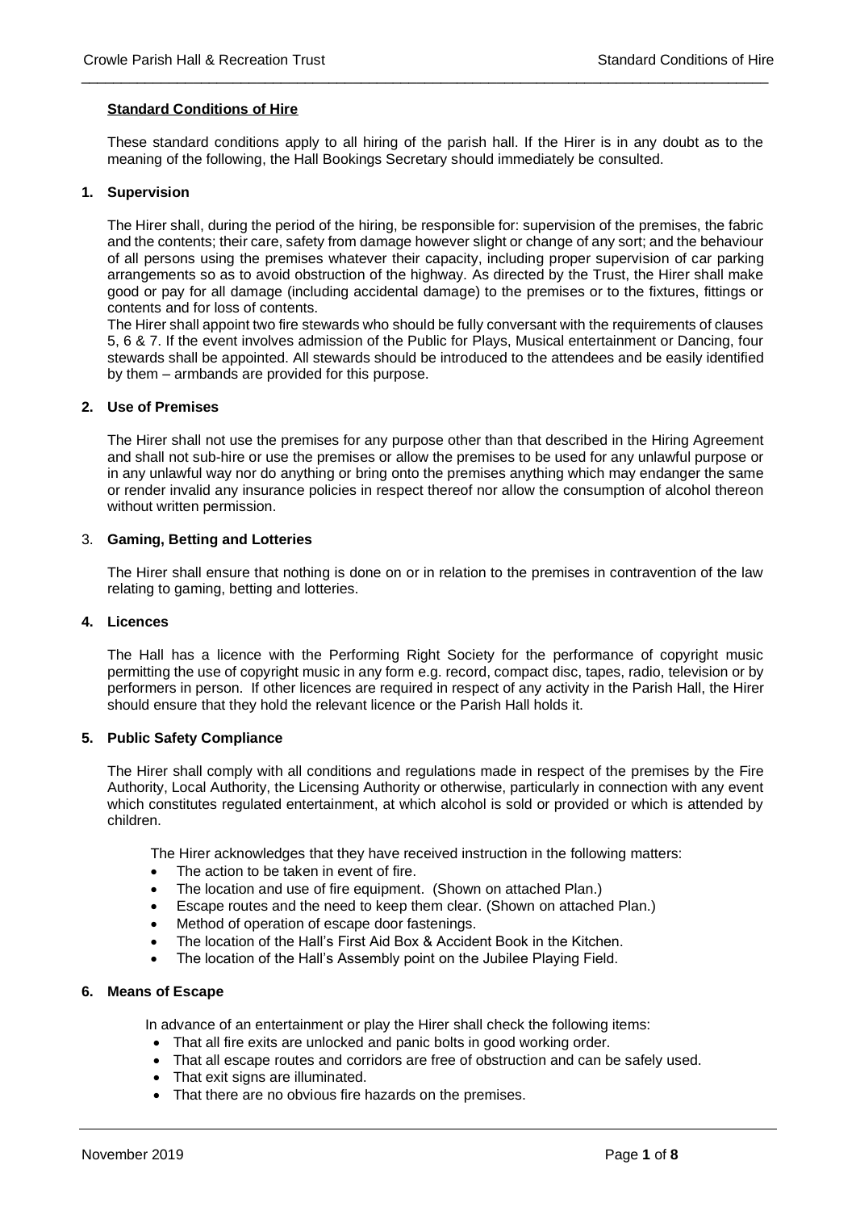**Standard Conditions of Hire**

These standard conditions apply to all hiring of the parish hall. If the Hirer is in any doubt as to the meaning of the following, the Hall Bookings Secretary should immediately be consulted.

## 1. Supervision

The Hirer shall, during the period of the hiring, be responsible for: supervision of the premises, the fabric and the contents; their care, safety from damage however slight or change of any sort; and the behaviour of all persons using the premises whatever their capacity, including proper supervision of car parking arrangements so as to avoid obstruction of the highway. As directed by the Trust, the Hirer shall make good or pay for all damage (including accidental damage) to the premises or to the fixtures, fittings or contents and for loss of contents.

The Hirer shall appoint two fire stewards who should be fully conversant with the requirements of clauses 5, 6 & 7. If the event involves admission of the Public for Plays, Musical entertainment or Dancing, four stewards shall be appointed. All stewards should be introduced to the attendees and be easily identified by them – armbands are provided for this purpose.

## 2. Use of Premises

The Hirer shall not use the premises for any purpose other than that described in the Hiring Agreement and shall not sub-hire or use the premises or allow the premises to be used for any unlawful purpose or in any unlawful way nor do anything or bring onto the premises anything which may endanger the same or render invalid any insurance policies in respect thereof nor allow the consumption of alcohol thereon without written permission.

## 3. Gaming, Betting and Lotteries

The Hirer shall ensure that nothing is done on or in relation to the premises in contravention of the law relating to gaming, betting and lotteries.

## 4. Licences

The Hall has a licence with the Performing Right Society for the performance of copyright music permitting the use of copyright music in any form e.g. record, compact disc, tapes, radio, television or by performers in person. If other licences are required in respect of any activity in the Parish Hall, the Hirer should ensure that they hold the relevant licence or the Parish Hall holds it.

## 5. Public Safety Compliance

The Hirer shall comply with all conditions and regulations made in respect of the premises by the Fire Authority, Local Authority, the Licensing Authority or otherwise, particularly in connection with any event which constitutes regulated entertainment, at which alcohol is sold or provided or which is attended by children.

The Hirer acknowledges that they have received instruction in the following matters:

- The action to be taken in event of fire.
- The location and use of fire equipment. (Shown on attached Plan.)
- Escape routes and the need to keep them clear. (Shown on attached Plan.)
- Method of operation of escape door fastenings.
- The location of the Hall's First Aid Box & Accident Book in the Kitchen.
- The location of the Hall's Assembly point on the Jubilee Playing Field.

## 6. Means of Escape

In advance of an entertainment or play the Hirer shall check the following items:

- That all fire exits are unlocked and panic bolts in good working order.
- That all escape routes and corridors are free of obstruction and can be safely used.
- That exit signs are illuminated.
- That there are no obvious fire hazards on the premises.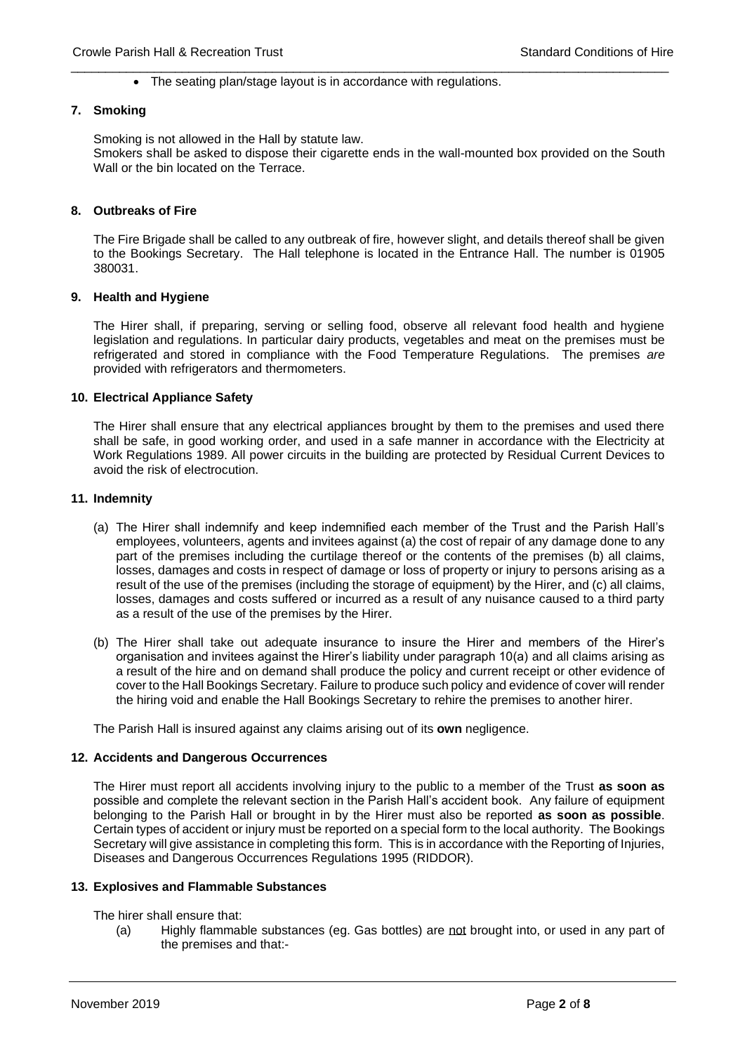- The seating plan/stage layout is in accordance with regulations.

## 7. Smoking

Smoking is not allowed in the Hall by statute law.
Smokers shall be asked to dispose their cigarette ends in the wall-mounted box provided on the South Wall or the bin located on the Terrace.

## 8. Outbreaks of Fire

The Fire Brigade shall be called to any outbreak of fire, however slight, and details thereof shall be given to the Bookings Secretary. The Hall telephone is located in the Entrance Hall. The number is 01905 380031.

## 9. Health and Hygiene

The Hirer shall, if preparing, serving or selling food, observe all relevant food health and hygiene legislation and regulations. In particular dairy products, vegetables and meat on the premises must be refrigerated and stored in compliance with the Food Temperature Regulations. The premises *are* provided with refrigerators and thermometers.

## 10. Electrical Appliance Safety

The Hirer shall ensure that any electrical appliances brought by them to the premises and used there shall be safe, in good working order, and used in a safe manner in accordance with the Electricity at Work Regulations 1989. All power circuits in the building are protected by Residual Current Devices to avoid the risk of electrocution.

## 11. Indemnity

(a) The Hirer shall indemnify and keep indemnified each member of the Trust and the Parish Hall's employees, volunteers, agents and invitees against (a) the cost of repair of any damage done to any part of the premises including the curtilage thereof or the contents of the premises (b) all claims, losses, damages and costs in respect of damage or loss of property or injury to persons arising as a result of the use of the premises (including the storage of equipment) by the Hirer, and (c) all claims, losses, damages and costs suffered or incurred as a result of any nuisance caused to a third party as a result of the use of the premises by the Hirer.

(b) The Hirer shall take out adequate insurance to insure the Hirer and members of the Hirer's organisation and invitees against the Hirer's liability under paragraph 10(a) and all claims arising as a result of the hire and on demand shall produce the policy and current receipt or other evidence of cover to the Hall Bookings Secretary. Failure to produce such policy and evidence of cover will render the hiring void and enable the Hall Bookings Secretary to rehire the premises to another hirer.

The Parish Hall is insured against any claims arising out of its **own** negligence.

## 12. Accidents and Dangerous Occurrences

The Hirer must report all accidents involving injury to the public to a member of the Trust **as soon as** possible and complete the relevant section in the Parish Hall's accident book. Any failure of equipment belonging to the Parish Hall or brought in by the Hirer must also be reported **as soon as possible**. Certain types of accident or injury must be reported on a special form to the local authority. The Bookings Secretary will give assistance in completing this form. This is in accordance with the Reporting of Injuries, Diseases and Dangerous Occurrences Regulations 1995 (RIDDOR).

## 13. Explosives and Flammable Substances

The hirer shall ensure that:

(a) Highly flammable substances (eg. Gas bottles) are not brought into, or used in any part of the premises and that:-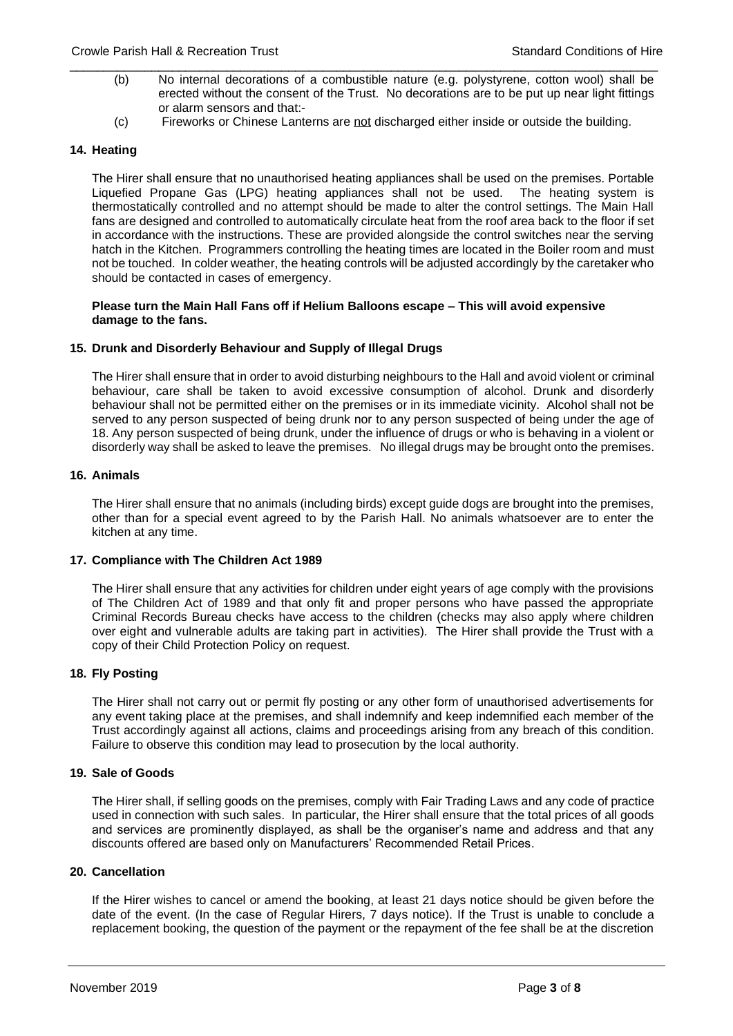(b) No internal decorations of a combustible nature (e.g. polystyrene, cotton wool) shall be erected without the consent of the Trust. No decorations are to be put up near light fittings or alarm sensors and that:-

(c) Fireworks or Chinese Lanterns are <u>not</u> discharged either inside or outside the building.

## 14. Heating

The Hirer shall ensure that no unauthorised heating appliances shall be used on the premises. Portable Liquefied Propane Gas (LPG) heating appliances shall not be used. The heating system is thermostatically controlled and no attempt should be made to alter the control settings. The Main Hall fans are designed and controlled to automatically circulate heat from the roof area back to the floor if set in accordance with the instructions. These are provided alongside the control switches near the serving hatch in the Kitchen. Programmers controlling the heating times are located in the Boiler room and must not be touched. In colder weather, the heating controls will be adjusted accordingly by the caretaker who should be contacted in cases of emergency.

**Please turn the Main Hall Fans off if Helium Balloons escape – This will avoid expensive damage to the fans.**

## 15. Drunk and Disorderly Behaviour and Supply of Illegal Drugs

The Hirer shall ensure that in order to avoid disturbing neighbours to the Hall and avoid violent or criminal behaviour, care shall be taken to avoid excessive consumption of alcohol. Drunk and disorderly behaviour shall not be permitted either on the premises or in its immediate vicinity. Alcohol shall not be served to any person suspected of being drunk nor to any person suspected of being under the age of 18. Any person suspected of being drunk, under the influence of drugs or who is behaving in a violent or disorderly way shall be asked to leave the premises. No illegal drugs may be brought onto the premises.

## 16. Animals

The Hirer shall ensure that no animals (including birds) except guide dogs are brought into the premises, other than for a special event agreed to by the Parish Hall. No animals whatsoever are to enter the kitchen at any time.

## 17. Compliance with The Children Act 1989

The Hirer shall ensure that any activities for children under eight years of age comply with the provisions of The Children Act of 1989 and that only fit and proper persons who have passed the appropriate Criminal Records Bureau checks have access to the children (checks may also apply where children over eight and vulnerable adults are taking part in activities). The Hirer shall provide the Trust with a copy of their Child Protection Policy on request.

## 18. Fly Posting

The Hirer shall not carry out or permit fly posting or any other form of unauthorised advertisements for any event taking place at the premises, and shall indemnify and keep indemnified each member of the Trust accordingly against all actions, claims and proceedings arising from any breach of this condition. Failure to observe this condition may lead to prosecution by the local authority.

## 19. Sale of Goods

The Hirer shall, if selling goods on the premises, comply with Fair Trading Laws and any code of practice used in connection with such sales. In particular, the Hirer shall ensure that the total prices of all goods and services are prominently displayed, as shall be the organiser's name and address and that any discounts offered are based only on Manufacturers' Recommended Retail Prices.

## 20. Cancellation

If the Hirer wishes to cancel or amend the booking, at least 21 days notice should be given before the date of the event. (In the case of Regular Hirers, 7 days notice). If the Trust is unable to conclude a replacement booking, the question of the payment or the repayment of the fee shall be at the discretion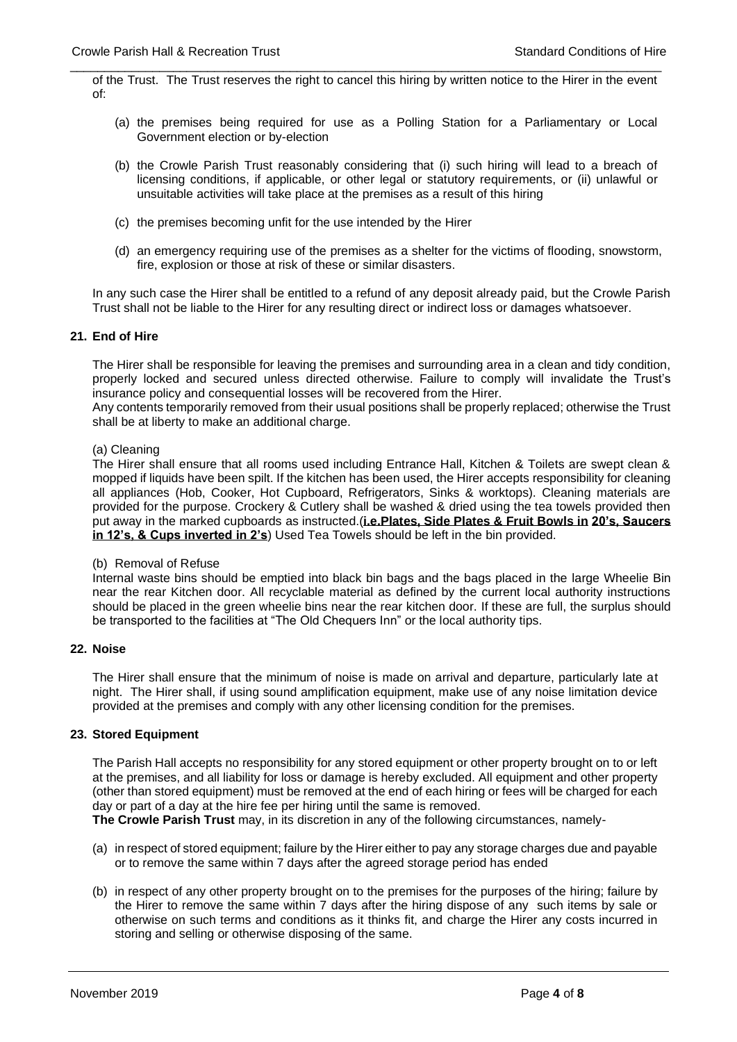of the Trust. The Trust reserves the right to cancel this hiring by written notice to the Hirer in the event of:

(a) the premises being required for use as a Polling Station for a Parliamentary or Local Government election or by-election

(b) the Crowle Parish Trust reasonably considering that (i) such hiring will lead to a breach of licensing conditions, if applicable, or other legal or statutory requirements, or (ii) unlawful or unsuitable activities will take place at the premises as a result of this hiring

(c) the premises becoming unfit for the use intended by the Hirer

(d) an emergency requiring use of the premises as a shelter for the victims of flooding, snowstorm, fire, explosion or those at risk of these or similar disasters.

In any such case the Hirer shall be entitled to a refund of any deposit already paid, but the Crowle Parish Trust shall not be liable to the Hirer for any resulting direct or indirect loss or damages whatsoever.

### 21. End of Hire

The Hirer shall be responsible for leaving the premises and surrounding area in a clean and tidy condition, properly locked and secured unless directed otherwise. Failure to comply will invalidate the Trust's insurance policy and consequential losses will be recovered from the Hirer.
Any contents temporarily removed from their usual positions shall be properly replaced; otherwise the Trust shall be at liberty to make an additional charge.

(a) Cleaning
The Hirer shall ensure that all rooms used including Entrance Hall, Kitchen & Toilets are swept clean & mopped if liquids have been spilt. If the kitchen has been used, the Hirer accepts responsibility for cleaning all appliances (Hob, Cooker, Hot Cupboard, Refrigerators, Sinks & worktops). Cleaning materials are provided for the purpose. Crockery & Cutlery shall be washed & dried using the tea towels provided then put away in the marked cupboards as instructed.(**i.e.Plates, Side Plates & Fruit Bowls in 20's, Saucers in 12's, & Cups inverted in 2's**) Used Tea Towels should be left in the bin provided.

(b) Removal of Refuse
Internal waste bins should be emptied into black bin bags and the bags placed in the large Wheelie Bin near the rear Kitchen door. All recyclable material as defined by the current local authority instructions should be placed in the green wheelie bins near the rear kitchen door. If these are full, the surplus should be transported to the facilities at "The Old Chequers Inn" or the local authority tips.

### 22. Noise

The Hirer shall ensure that the minimum of noise is made on arrival and departure, particularly late at night. The Hirer shall, if using sound amplification equipment, make use of any noise limitation device provided at the premises and comply with any other licensing condition for the premises.

### 23. Stored Equipment

The Parish Hall accepts no responsibility for any stored equipment or other property brought on to or left at the premises, and all liability for loss or damage is hereby excluded. All equipment and other property (other than stored equipment) must be removed at the end of each hiring or fees will be charged for each day or part of a day at the hire fee per hiring until the same is removed.
**The Crowle Parish Trust** may, in its discretion in any of the following circumstances, namely-

(a) in respect of stored equipment; failure by the Hirer either to pay any storage charges due and payable or to remove the same within 7 days after the agreed storage period has ended

(b) in respect of any other property brought on to the premises for the purposes of the hiring; failure by the Hirer to remove the same within 7 days after the hiring dispose of any such items by sale or otherwise on such terms and conditions as it thinks fit, and charge the Hirer any costs incurred in storing and selling or otherwise disposing of the same.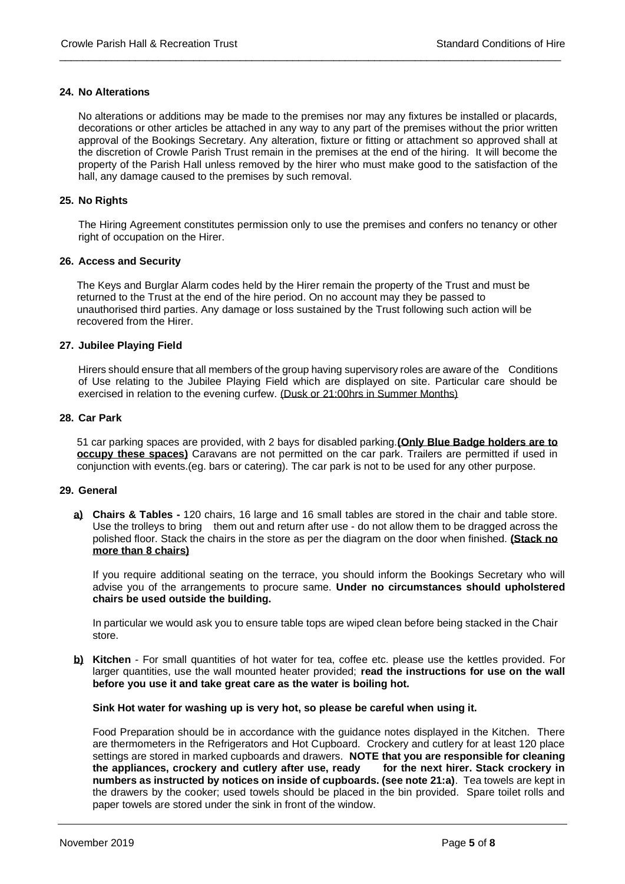### 24. No Alterations

No alterations or additions may be made to the premises nor may any fixtures be installed or placards, decorations or other articles be attached in any way to any part of the premises without the prior written approval of the Bookings Secretary. Any alteration, fixture or fitting or attachment so approved shall at the discretion of Crowle Parish Trust remain in the premises at the end of the hiring. It will become the property of the Parish Hall unless removed by the hirer who must make good to the satisfaction of the hall, any damage caused to the premises by such removal.

### 25. No Rights

The Hiring Agreement constitutes permission only to use the premises and confers no tenancy or other right of occupation on the Hirer.

### 26. Access and Security

The Keys and Burglar Alarm codes held by the Hirer remain the property of the Trust and must be returned to the Trust at the end of the hire period. On no account may they be passed to unauthorised third parties. Any damage or loss sustained by the Trust following such action will be recovered from the Hirer.

### 27. Jubilee Playing Field

Hirers should ensure that all members of the group having supervisory roles are aware of the Conditions of Use relating to the Jubilee Playing Field which are displayed on site. Particular care should be exercised in relation to the evening curfew. <u>(Dusk or 21:00hrs in Summer Months)</u>

### 28. Car Park

51 car parking spaces are provided, with 2 bays for disabled parking.**<u>(Only Blue Badge holders are to occupy these spaces)</u>** Caravans are not permitted on the car park. Trailers are permitted if used in conjunction with events.(eg. bars or catering). The car park is not to be used for any other purpose.

### 29. General

**<u>a)</u>** **Chairs & Tables -** 120 chairs, 16 large and 16 small tables are stored in the chair and table store. Use the trolleys to bring them out and return after use - do not allow them to be dragged across the polished floor. Stack the chairs in the store as per the diagram on the door when finished. **<u>(Stack no more than 8 chairs)</u>**

If you require additional seating on the terrace, you should inform the Bookings Secretary who will advise you of the arrangements to procure same. **Under no circumstances should upholstered chairs be used outside the building.**

In particular we would ask you to ensure table tops are wiped clean before being stacked in the Chair store.

**<u>b)</u>** **Kitchen** - For small quantities of hot water for tea, coffee etc. please use the kettles provided. For larger quantities, use the wall mounted heater provided; **read the instructions for use on the wall before you use it and take great care as the water is boiling hot.**

**Sink Hot water for washing up is very hot, so please be careful when using it.**

Food Preparation should be in accordance with the guidance notes displayed in the Kitchen. There are thermometers in the Refrigerators and Hot Cupboard. Crockery and cutlery for at least 120 place settings are stored in marked cupboards and drawers. **NOTE that you are responsible for cleaning the appliances, crockery and cutlery after use, ready for the next hirer. Stack crockery in numbers as instructed by notices on inside of cupboards. (see note 21:a)**. Tea towels are kept in the drawers by the cooker; used towels should be placed in the bin provided. Spare toilet rolls and paper towels are stored under the sink in front of the window.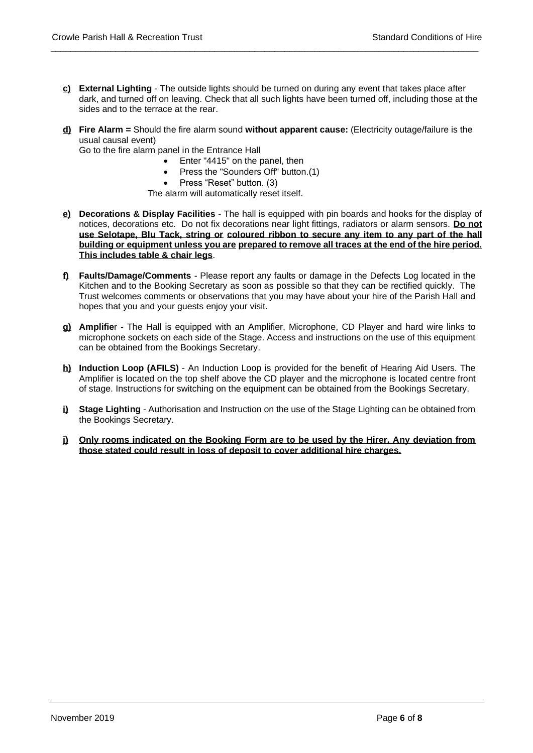**c)** **External Lighting** - The outside lights should be turned on during any event that takes place after dark, and turned off on leaving. Check that all such lights have been turned off, including those at the sides and to the terrace at the rear.

**d)** **Fire Alarm =** Should the fire alarm sound **without apparent cause:** (Electricity outage/failure is the usual causal event)

Go to the fire alarm panel in the Entrance Hall

- Enter "4415" on the panel, then
- Press the "Sounders Off" button.(1)
- Press "Reset" button. (3)

The alarm will automatically reset itself.

**e)** **Decorations & Display Facilities** - The hall is equipped with pin boards and hooks for the display of notices, decorations etc. Do not fix decorations near light fittings, radiators or alarm sensors. **Do not use Selotape, Blu Tack, string or coloured ribbon to secure any item to any part of the hall building or equipment unless you are prepared to remove all traces at the end of the hire period. This includes table & chair legs**.

**f)** **Faults/Damage/Comments** - Please report any faults or damage in the Defects Log located in the Kitchen and to the Booking Secretary as soon as possible so that they can be rectified quickly. The Trust welcomes comments or observations that you may have about your hire of the Parish Hall and hopes that you and your guests enjoy your visit.

**g)** **Amplifie**r - The Hall is equipped with an Amplifier, Microphone, CD Player and hard wire links to microphone sockets on each side of the Stage. Access and instructions on the use of this equipment can be obtained from the Bookings Secretary.

**h)** **Induction Loop (AFILS)** - An Induction Loop is provided for the benefit of Hearing Aid Users. The Amplifier is located on the top shelf above the CD player and the microphone is located centre front of stage. Instructions for switching on the equipment can be obtained from the Bookings Secretary.

**i)** **Stage Lighting** - Authorisation and Instruction on the use of the Stage Lighting can be obtained from the Bookings Secretary.

**j)** **Only rooms indicated on the Booking Form are to be used by the Hirer. Any deviation from those stated could result in loss of deposit to cover additional hire charges.**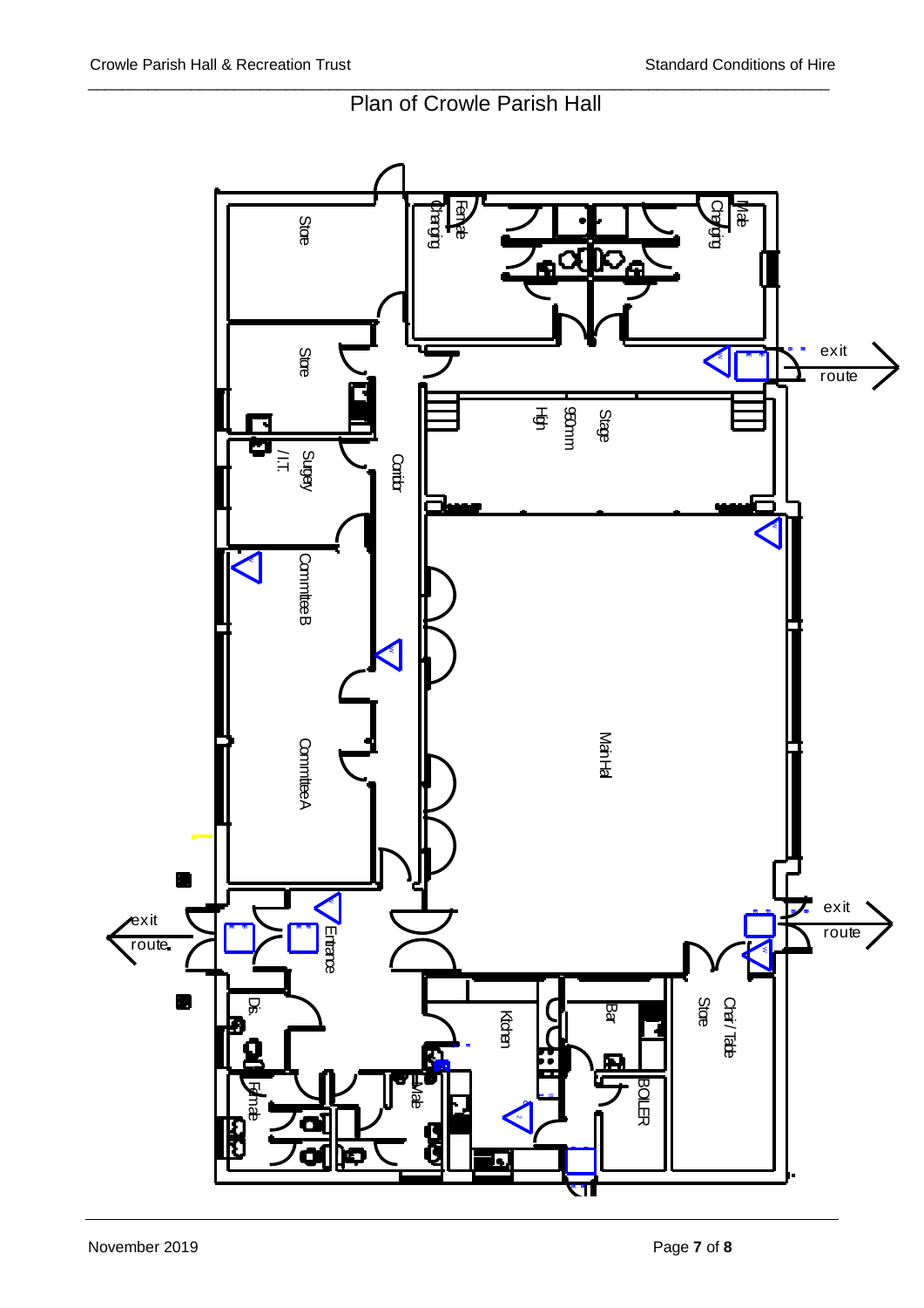# Plan of Crowle Parish Hall

Store

Store

Surgery / I.T.

Committee B

Committee A

Corridor

Female Changing

Male Changing

Stage 960mm High

Main Hall

Entrance

Dis.

Female

Male

Kitchen

Bar

BOILER

Chair / Table Store

exit route

exit route

exit route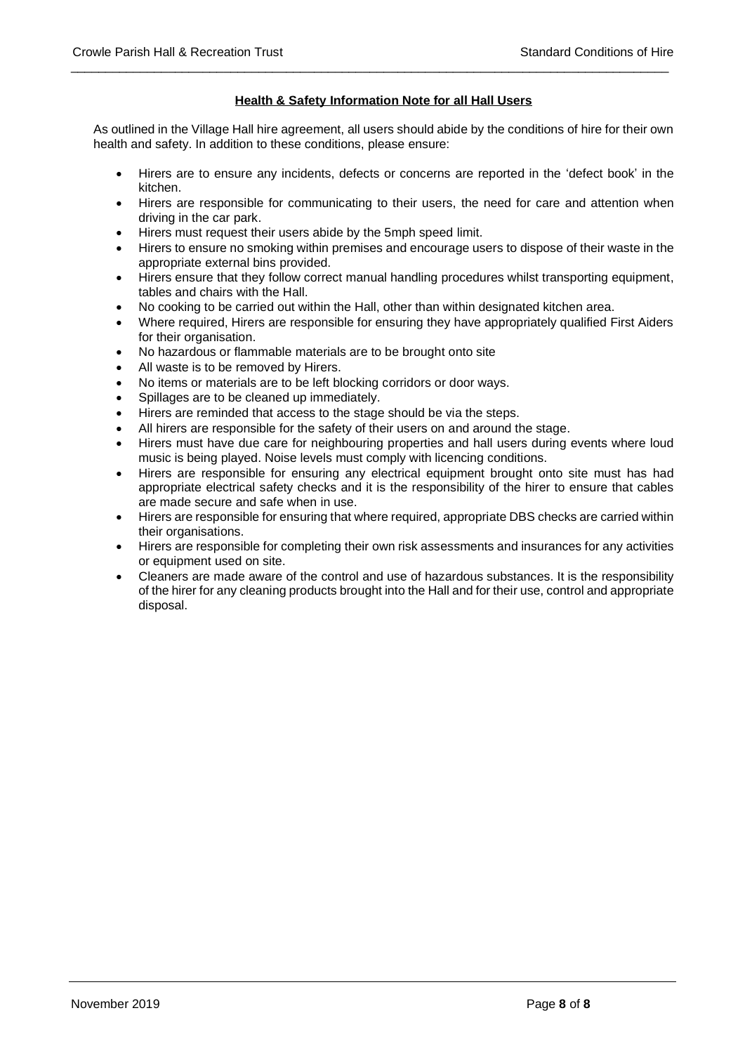## Health & Safety Information Note for all Hall Users

As outlined in the Village Hall hire agreement, all users should abide by the conditions of hire for their own health and safety. In addition to these conditions, please ensure:

- Hirers are to ensure any incidents, defects or concerns are reported in the 'defect book' in the kitchen.
- Hirers are responsible for communicating to their users, the need for care and attention when driving in the car park.
- Hirers must request their users abide by the 5mph speed limit.
- Hirers to ensure no smoking within premises and encourage users to dispose of their waste in the appropriate external bins provided.
- Hirers ensure that they follow correct manual handling procedures whilst transporting equipment, tables and chairs with the Hall.
- No cooking to be carried out within the Hall, other than within designated kitchen area.
- Where required, Hirers are responsible for ensuring they have appropriately qualified First Aiders for their organisation.
- No hazardous or flammable materials are to be brought onto site
- All waste is to be removed by Hirers.
- No items or materials are to be left blocking corridors or door ways.
- Spillages are to be cleaned up immediately.
- Hirers are reminded that access to the stage should be via the steps.
- All hirers are responsible for the safety of their users on and around the stage.
- Hirers must have due care for neighbouring properties and hall users during events where loud music is being played. Noise levels must comply with licencing conditions.
- Hirers are responsible for ensuring any electrical equipment brought onto site must has had appropriate electrical safety checks and it is the responsibility of the hirer to ensure that cables are made secure and safe when in use.
- Hirers are responsible for ensuring that where required, appropriate DBS checks are carried within their organisations.
- Hirers are responsible for completing their own risk assessments and insurances for any activities or equipment used on site.
- Cleaners are made aware of the control and use of hazardous substances. It is the responsibility of the hirer for any cleaning products brought into the Hall and for their use, control and appropriate disposal.